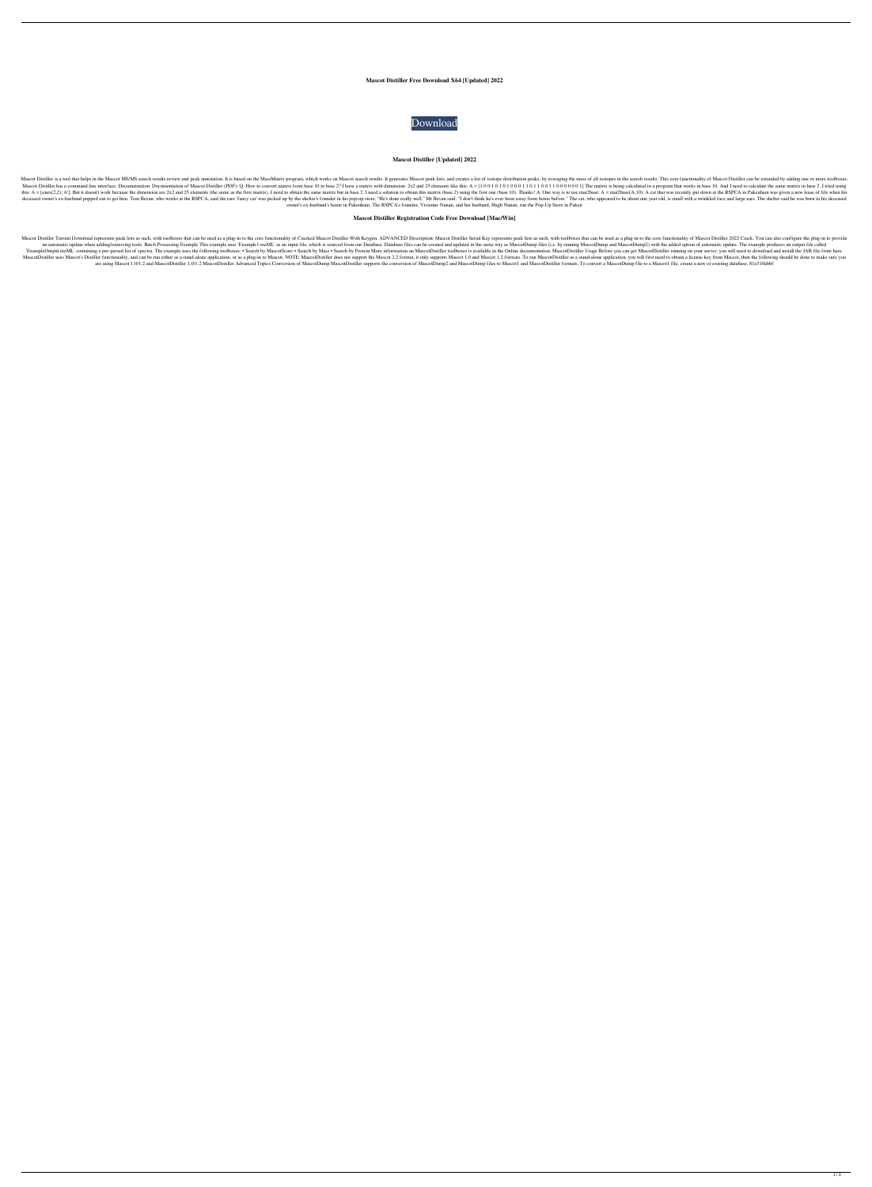**Mascot Distiller Free Download X64 [Updated] 2022**

Download

**Mascot Distiller [Updated] 2022**

Mascot Distiller is a tool that helps in the Mascot MS/MS search results review and peak annotation. It is based on the MassMatrix program, which works on Mascot search results. It generates Mascot peak lists, and creates a list of isotope distribution peaks, by averaging the mass of all isotopes in the search results. This core functionality of Mascot Distiller can be extended by adding one or more toolboxes. Mascot Distiller has a command line interface. Documentation: Documentation of Mascot Distiller (PDF); Q: How to convert matrix from base 10 to base 2? I have a matrix with dimension: 2x2 and 25 elements like this: A = [1 0 0 1 0 1 0 1 0 0 0 1 1 0 1 1 0 0 1 1 0 0 0 0 0 0 1] The matrix is being calculated in a program that works in base 10. And I need to calculate the same matrix in base 2. I tried using this: A = [ones(2,2); A']; But it doesn't work because the dimension are 2x2 and 25 elements (the same as the first matrix). I need to obtain the same matrix but in base 2. I need a solution to obtain this matrix (base 2) using the first one (base 10). Thanks! A: One way is to use mat2base: A = mat2base(A,10); A cat that was recently put down at the RSPCA in Pakenham was given a new lease of life when his deceased owner's ex-husband popped out to get him. Tom Bevan, who works at the RSPCA, said the rare 'fancy cat' was picked up by the shelter's founder in his pop-up store. "He's done really well," Mr Bevan said. "I don't think he's ever been away from home before." The cat, who appeared to be about one year old, is small with a wrinkled face and large ears. The shelter said he was born in his deceased owner's ex-husband's home in Pakenham. The RSPCA's founder, Vivienne Nunan, and her husband, Hugh Nunan, run the Pop-Up Store in Paken

**Mascot Distiller Registration Code Free Download [Mac/Win]**

Mascot Distiller Torrent Download represents peak lists as such, with toolboxes that can be used as a plug-in to the core functionality of Cracked Mascot Distiller With Keygen. ADVANCED Description: Mascot Distiller Serial Key represents peak lists as such, with toolboxes that can be used as a plug-in to the core functionality of Mascot Distiller 2022 Crack. You can also configure the plug-in to provide an automatic update when adding/removing tools. Batch Processing Example This example uses 'Example1.mzML' as an input file, which is sourced from our Database. Database files can be created and updated in the same way as MascotDump files (i.e. by running MascotDump and MascotDump2) with the added option of automatic update. The example produces an output file called 'ExampleOutput.mzML' containing a pre-parsed list of spectra. The example uses the following toolboxes: • Search by MascotScore • Search by Mass • Search by Protein More information on MascotDistiller toolboxes is available in the Online documentation. MascotDistiller Usage Before you can get MascotDistiller running on your server, you will need to download and install the JAR file from here. MascotDistiller uses Mascot's Distiller functionality, and can be run either as a stand-alone application, or as a plug-in to Mascot. NOTE: MascotDistiller does not support the Mascot 2.2 format, it only supports Mascot 1.0 and Mascot 1.2 formats. To run MascotDistiller as a stand-alone application, you will first need to obtain a license key from Mascot, then the following should be done to make sure you are using Mascot 1.0/1.2 and MascotDistiller 1.0/1.2 MascotDistiller Advanced Topics Conversion of MascotDump MascotDistiller supports the conversion of MascotDump2 and MascotDump files to Mascot1 and MascotDistiller formats. To convert a MascotDump file to a Mascot1 file, create a new or existing database, 81e310abbf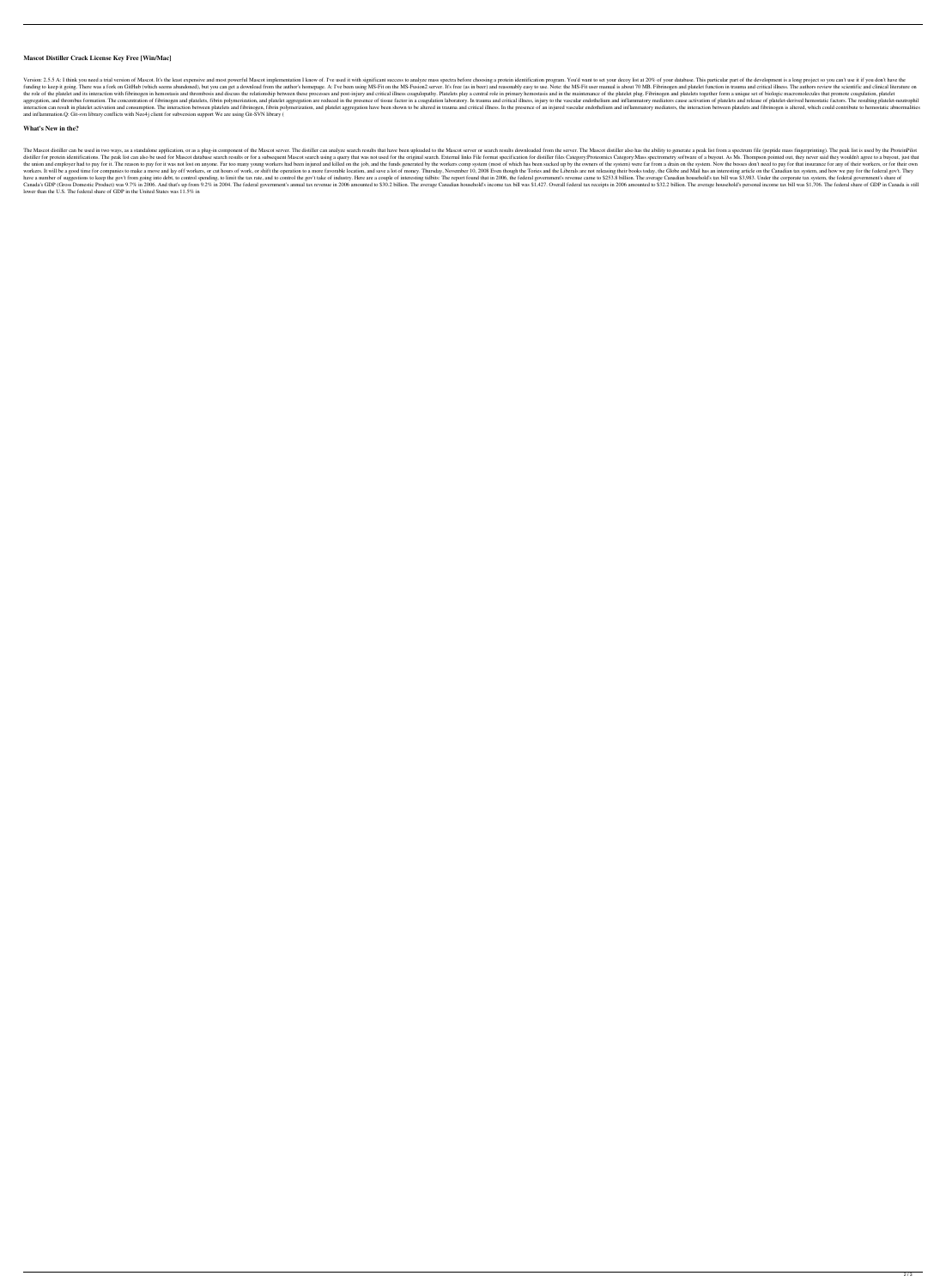**Mascot Distiller Crack License Key Free [Win/Mac]**

Version: 2.5.5 A: I think you need a trial version of Mascot. It's the least expensive and most powerful Mascot implementation I know of. I've used it with significant success to analyze mass spectra before choosing a protein identification program. You'd want to set your decoy list at 20% of your database. This particular part of the development is a long project so you can't use it if you don't have the funding to keep it going. There was a fork on GitHub (which seems abandoned), but you can get a download from the author's homepage. A: I've been using MS-Fit on the MS-Fusion2 server. It's free (as in beer) and reasonably easy to use. Note: the MS-Fit user manual is about 70 MB. Fibrinogen and platelet function in trauma and critical illness. The authors review the scientific and clinical literature on the role of the platelet and its interaction with fibrinogen in hemostasis and thrombosis and discuss the relationship between these processes and post-injury and critical illness coagulopathy. Platelets play a central role in primary hemostasis and in the maintenance of the platelet plug. Fibrinogen and platelets together form a unique set of biologic macromolecules that promote coagulation, platelet aggregation, and thrombus formation. The concentration of fibrinogen and platelets, fibrin polymerization, and platelet aggregation are reduced in the presence of tissue factor in a coagulation laboratory. In trauma and critical illness, injury to the vascular endothelium and inflammatory mediators cause activation of platelets and release of platelet-derived hemostatic factors. The resulting platelet-neutrophil interaction can result in platelet activation and consumption. The interaction between platelets and fibrinogen, fibrin polymerization, and platelet aggregation have been shown to be altered in trauma and critical illness. In the presence of an injured vascular endothelium and inflammatory mediators, the interaction between platelets and fibrinogen is altered, which could contribute to hemostatic abnormalities and inflammation.Q: Git-svn library conflicts with Neo4j client for subversion support We are using Git-SVN library (

**What's New in the?**

The Mascot distiller can be used in two ways, as a standalone application, or as a plug-in component of the Mascot server. The distiller can analyze search results that have been uploaded to the Mascot server or search results downloaded from the server. The Mascot distiller also has the ability to generate a peak list from a spectrum file (peptide mass fingerprinting). The peak list is used by the ProteinPilot distiller for protein identifications. The peak list can also be used for Mascot database search results or for a subsequent Mascot search using a query that was not used for the original search. External links File format specification for distiller files Category:Proteomics Category:Mass spectrometry software of a buyout. As Ms. Thompson pointed out, they never said they wouldn't agree to a buyout, just that the union and employer had to pay for it. The reason to pay for it was not lost on anyone. Far too many young workers had been injured and killed on the job, and the funds generated by the workers comp system (most of which has been sucked up by the owners of the system) were far from a drain on the system. Now the bosses don't need to pay for that insurance for any of their workers, or for their own workers. It will be a good time for companies to make a move and lay off workers, or cut hours of work, or shift the operation to a more favorable location, and save a lot of money. Thursday, November 10, 2008 Even though the Tories and the Liberals are not releasing their books today, the Globe and Mail has an interesting article on the Canadian tax system, and how we pay for the federal gov't. They have a number of suggestions to keep the gov't from going into debt, to control spending, to limit the tax rate, and to control the gov't take of industry. Here are a couple of interesting tidbits: The report found that in 2006, the federal government's revenue came to $253.8 billion. The average Canadian household's tax bill was $3,983. Under the corporate tax system, the federal government's share of Canada's GDP (Gross Domestic Product) was 9.7% in 2006. And that's up from 9.2% in 2004. The federal government's annual tax revenue in 2006 amounted to $30.2 billion. The average Canadian household's income tax bill was $1,427. Overall federal tax receipts in 2006 amounted to $32.2 billion. The average household's personal income tax bill was $1,706. The federal share of GDP in Canada is still lower than the U.S. The federal share of GDP in the United States was 11.5% in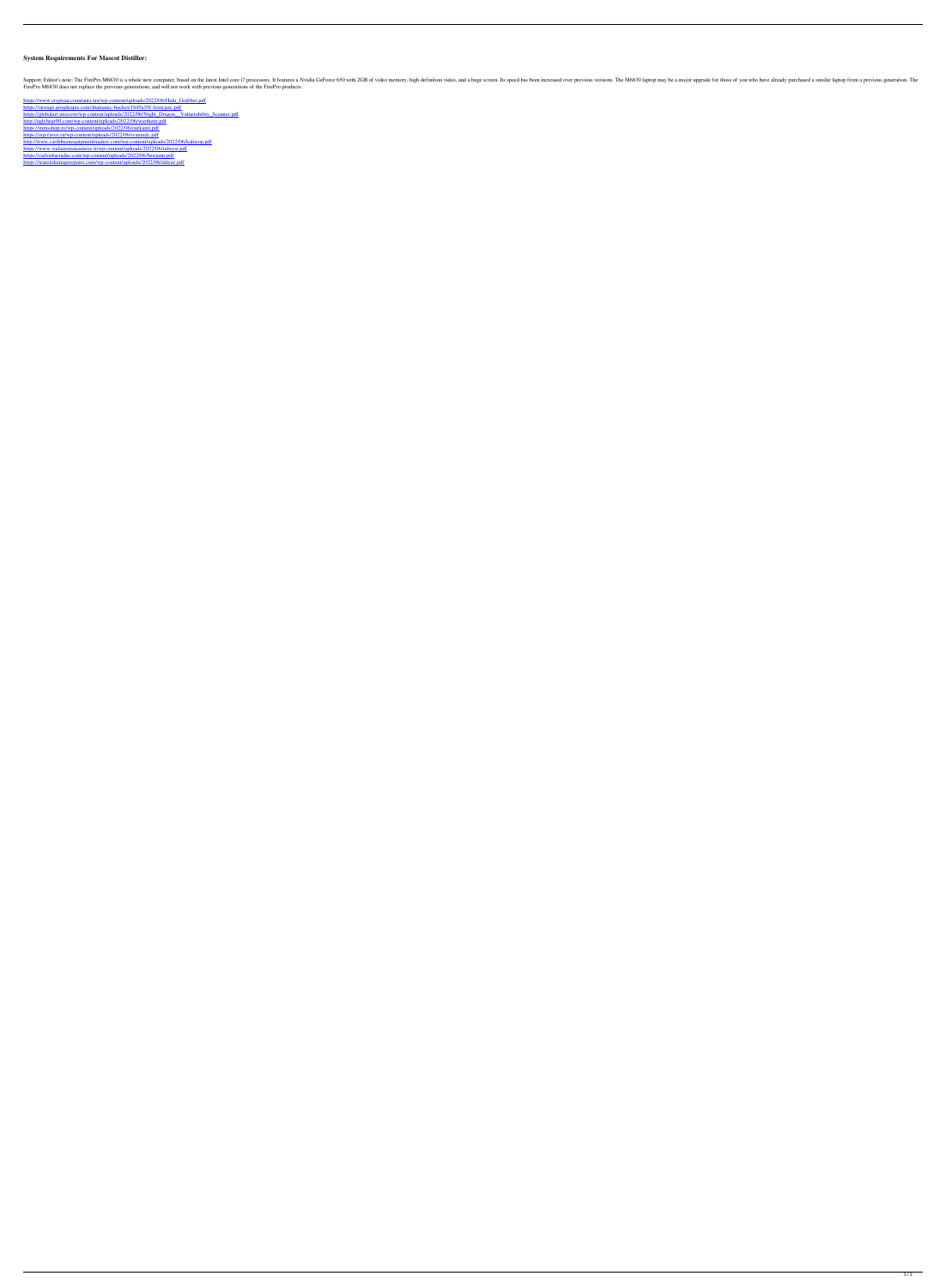**System Requirements For Mascot Distiller:**

Support: Editor's note: The FirePro M6830 is a whole new computer, based on the latest Intel core i7 processors. It features a Nvidia GeForce 650 with 2GB of video memory, high definition video, and a huge screen. Its speed has been increased over previous versions. The M6830 laptop may be a major upgrade for those of you who have already purchased a similar laptop from a previous generation. The FirePro M6830 does not replace the previous generations, and will not work with previous generations of the FirePro products.

https://www.cryptoaccountants.tax/wp-content/uploads/2022/06/Hulu_Grabber.pdf
https://storage.googleapis.com/shamanic-bucket/1b45a55f-fetts.pdf
https://globalart.moscow/wp-content/uploads/2022/06/Night_Dragon__Vulnerability_Scanner.pdf
http://ugfvbear90.com/wp-content/uploads/2022/06/warthenr.pdf
https://mmoshop.ru/wp-content/uploads/2022/06/surkaml.pdf
https://zip-favor.ru/wp-content/uploads/2022/06/vanrede.pdf
http://www.caribbeanequipmenttraders.com/wp-content/uploads/2022/06/kahisop.pdf
https://www.vialauretanasenese.it/wp-content/uploads/2022/06/talwest.pdf
https://carlosbarradas.com/wp-content/uploads/2022/06/benjann.pdf
https://transitdamagerepairs.com/wp-content/uploads/2022/06/aldvaz.pdf